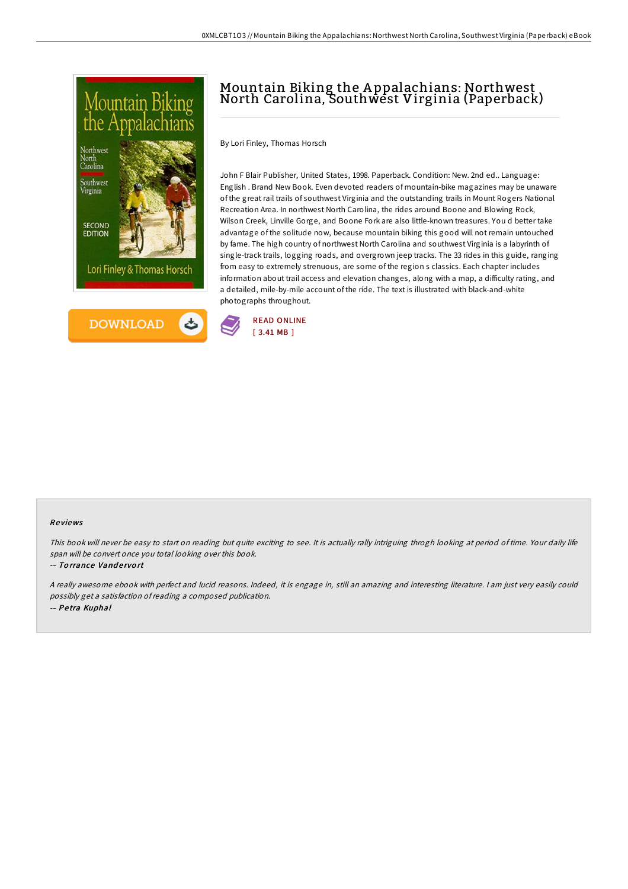# Mountain Biking the Appalachians: Northwest North Carolina, Southwest Virginia (Paperback)

By Lori Finley, Thomas Horsch

John F Blair Publisher, United States, 1998. Paperback. Condition: New. 2nd ed.. Language: English . Brand New Book. Even devoted readers of mountain-bike magazines may be unaware of the great rail trails of southwest Virginia and the outstanding trails in Mount Rogers National Recreation Area. In northwest North Carolina, the rides around Boone and Blowing Rock, Wilson Creek, Linville Gorge, and Boone Fork are also little-known treasures. You d better take advantage of the solitude now, because mountain biking this good will not remain untouched by fame. The high country of northwest North Carolina and southwest Virginia is a labyrinth of single-track trails, logging roads, and overgrown jeep tracks. The 33 rides in this guide, ranging from easy to extremely strenuous, are some of the region s classics. Each chapter includes information about trail access and elevation changes, along with a map, a difficulty rating, and a detailed, mile-by-mile account of the ride. The text is illustrated with black-and-white photographs throughout.

DOWNLOAD

READ ONLINE
[ 3.41 MB ]

### Reviews

*This book will never be easy to start on reading but quite exciting to see. It is actually rally intriguing throgh looking at period of time. Your daily life span will be convert once you total looking over this book.*

-- *Torrance Vandervort*

*A really awesome ebook with perfect and lucid reasons. Indeed, it is engage in, still an amazing and interesting literature. I am just very easily could possibly get a satisfaction of reading a composed publication.*

-- *Petra Kuphal*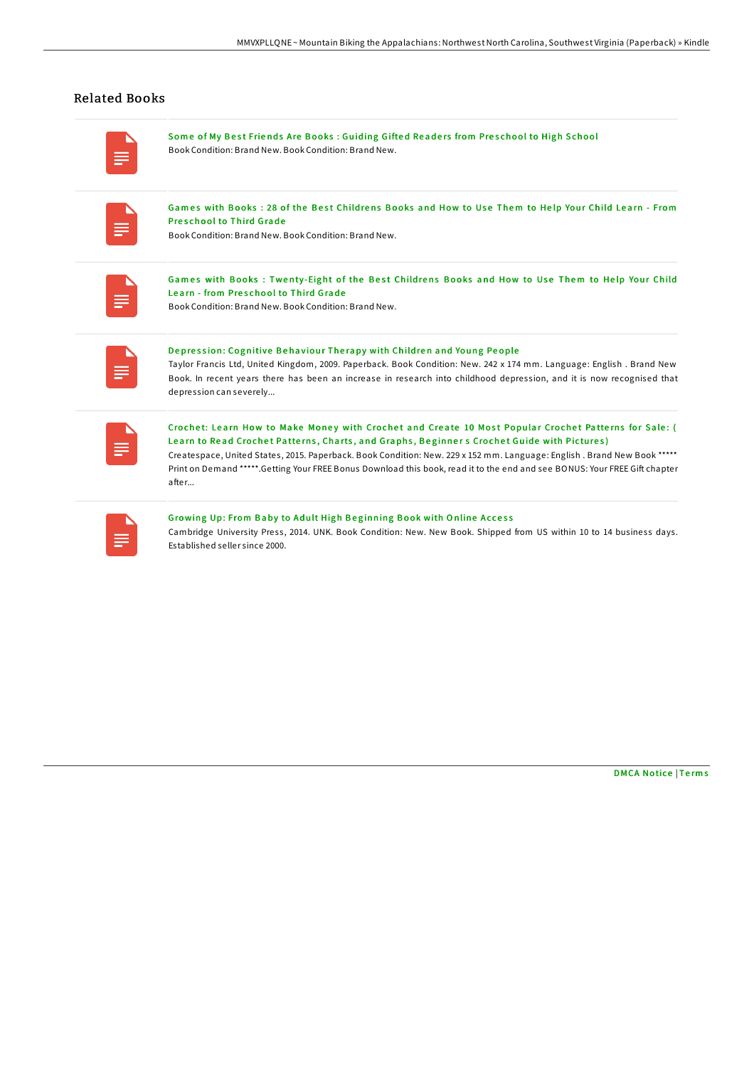## Related Books

**Some of My Best Friends Are Books : Guiding Gifted Readers from Preschool to High School**
Book Condition: Brand New. Book Condition: Brand New.

**Games with Books : 28 of the Best Childrens Books and How to Use Them to Help Your Child Learn - From Preschool to Third Grade**
Book Condition: Brand New. Book Condition: Brand New.

**Games with Books : Twenty-Eight of the Best Childrens Books and How to Use Them to Help Your Child Learn - from Preschool to Third Grade**
Book Condition: Brand New. Book Condition: Brand New.

**Depression: Cognitive Behaviour Therapy with Children and Young People**
Taylor Francis Ltd, United Kingdom, 2009. Paperback. Book Condition: New. 242 x 174 mm. Language: English . Brand New Book. In recent years there has been an increase in research into childhood depression, and it is now recognised that depression can severely...

**Crochet: Learn How to Make Money with Crochet and Create 10 Most Popular Crochet Patterns for Sale: ( Learn to Read Crochet Patterns, Charts, and Graphs, Beginner s Crochet Guide with Pictures)**
Createspace, United States, 2015. Paperback. Book Condition: New. 229 x 152 mm. Language: English . Brand New Book ***** Print on Demand *****.Getting Your FREE Bonus Download this book, read it to the end and see BONUS: Your FREE Gift chapter after...

**Growing Up: From Baby to Adult High Beginning Book with Online Access**
Cambridge University Press, 2014. UNK. Book Condition: New. New Book. Shipped from US within 10 to 14 business days. Established seller since 2000.

DMCA Notice | Terms